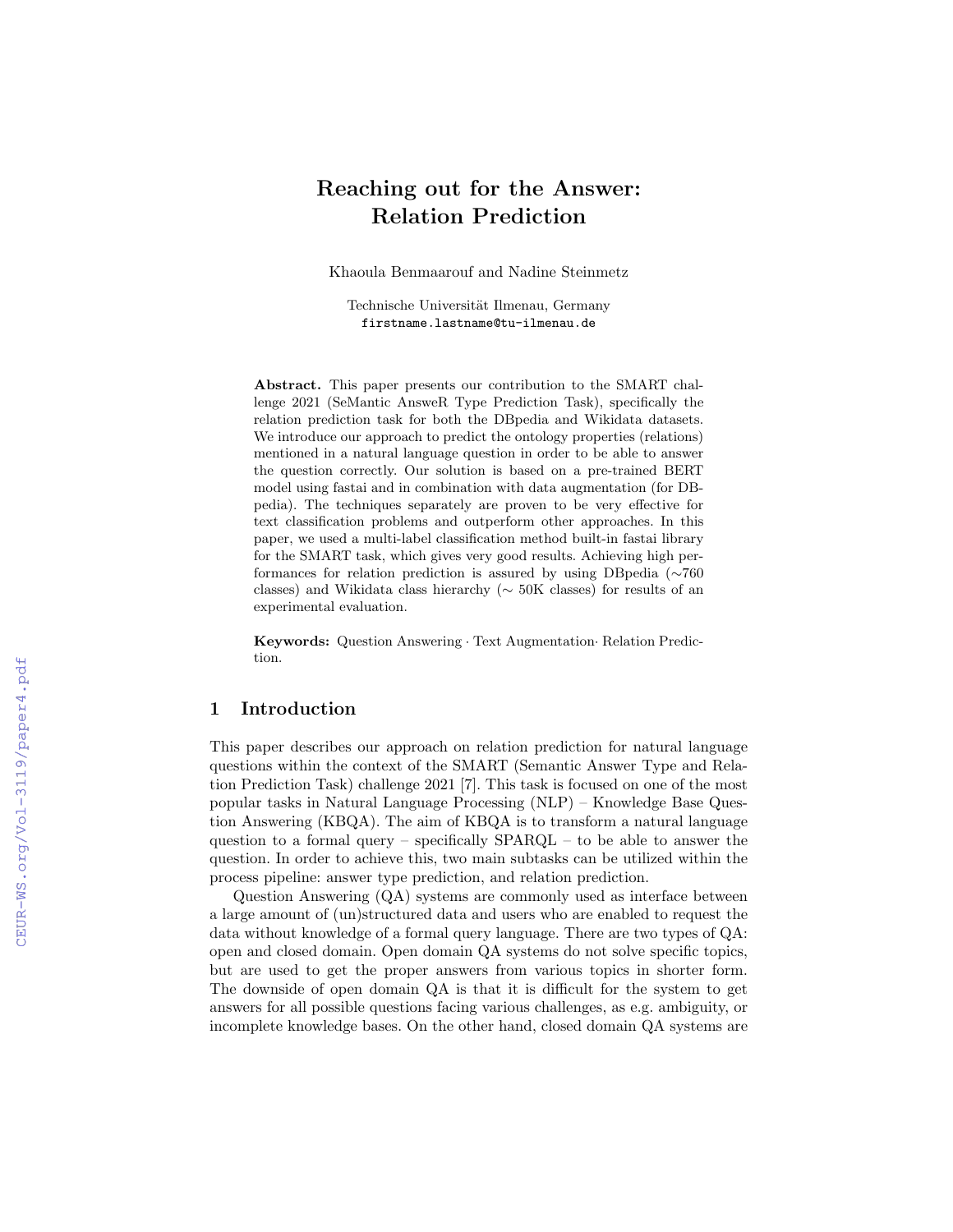# Reaching out for the Answer: Relation Prediction

Khaoula Benmaarouf and Nadine Steinmetz

Technische Universität Ilmenau, Germany
firstname.lastname@tu-ilmenau.de

**Abstract.** This paper presents our contribution to the SMART challenge 2021 (SeMantic AnsweR Type Prediction Task), specifically the relation prediction task for both the DBpedia and Wikidata datasets. We introduce our approach to predict the ontology properties (relations) mentioned in a natural language question in order to be able to answer the question correctly. Our solution is based on a pre-trained BERT model using fastai and in combination with data augmentation (for DBpedia). The techniques separately are proven to be very effective for text classification problems and outperform other approaches. In this paper, we used a multi-label classification method built-in fastai library for the SMART task, which gives very good results. Achieving high performances for relation prediction is assured by using DBpedia (∼760 classes) and Wikidata class hierarchy (∼ 50K classes) for results of an experimental evaluation.

**Keywords:** Question Answering · Text Augmentation· Relation Prediction.

## 1 Introduction

This paper describes our approach on relation prediction for natural language questions within the context of the SMART (Semantic Answer Type and Relation Prediction Task) challenge 2021 [7]. This task is focused on one of the most popular tasks in Natural Language Processing (NLP) – Knowledge Base Question Answering (KBQA). The aim of KBQA is to transform a natural language question to a formal query – specifically SPARQL – to be able to answer the question. In order to achieve this, two main subtasks can be utilized within the process pipeline: answer type prediction, and relation prediction.

Question Answering (QA) systems are commonly used as interface between a large amount of (un)structured data and users who are enabled to request the data without knowledge of a formal query language. There are two types of QA: open and closed domain. Open domain QA systems do not solve specific topics, but are used to get the proper answers from various topics in shorter form. The downside of open domain QA is that it is difficult for the system to get answers for all possible questions facing various challenges, as e.g. ambiguity, or incomplete knowledge bases. On the other hand, closed domain QA systems are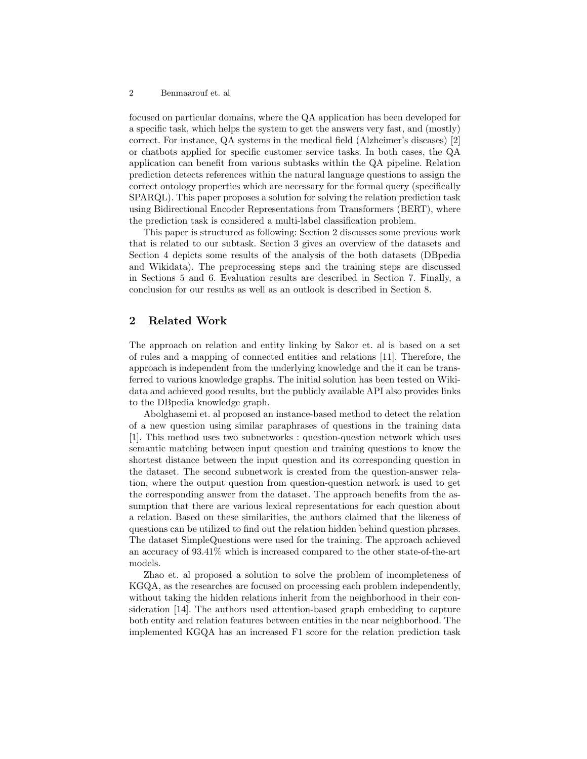focused on particular domains, where the QA application has been developed for a specific task, which helps the system to get the answers very fast, and (mostly) correct. For instance, QA systems in the medical field (Alzheimer's diseases) [2] or chatbots applied for specific customer service tasks. In both cases, the QA application can benefit from various subtasks within the QA pipeline. Relation prediction detects references within the natural language questions to assign the correct ontology properties which are necessary for the formal query (specifically SPARQL). This paper proposes a solution for solving the relation prediction task using Bidirectional Encoder Representations from Transformers (BERT), where the prediction task is considered a multi-label classification problem.

This paper is structured as following: Section 2 discusses some previous work that is related to our subtask. Section 3 gives an overview of the datasets and Section 4 depicts some results of the analysis of the both datasets (DBpedia and Wikidata). The preprocessing steps and the training steps are discussed in Sections 5 and 6. Evaluation results are described in Section 7. Finally, a conclusion for our results as well as an outlook is described in Section 8.

## 2 Related Work

The approach on relation and entity linking by Sakor et. al is based on a set of rules and a mapping of connected entities and relations [11]. Therefore, the approach is independent from the underlying knowledge and the it can be transferred to various knowledge graphs. The initial solution has been tested on Wikidata and achieved good results, but the publicly available API also provides links to the DBpedia knowledge graph.

Abolghasemi et. al proposed an instance-based method to detect the relation of a new question using similar paraphrases of questions in the training data [1]. This method uses two subnetworks : question-question network which uses semantic matching between input question and training questions to know the shortest distance between the input question and its corresponding question in the dataset. The second subnetwork is created from the question-answer relation, where the output question from question-question network is used to get the corresponding answer from the dataset. The approach benefits from the assumption that there are various lexical representations for each question about a relation. Based on these similarities, the authors claimed that the likeness of questions can be utilized to find out the relation hidden behind question phrases. The dataset SimpleQuestions were used for the training. The approach achieved an accuracy of 93.41% which is increased compared to the other state-of-the-art models.

Zhao et. al proposed a solution to solve the problem of incompleteness of KGQA, as the researches are focused on processing each problem independently, without taking the hidden relations inherit from the neighborhood in their consideration [14]. The authors used attention-based graph embedding to capture both entity and relation features between entities in the near neighborhood. The implemented KGQA has an increased F1 score for the relation prediction task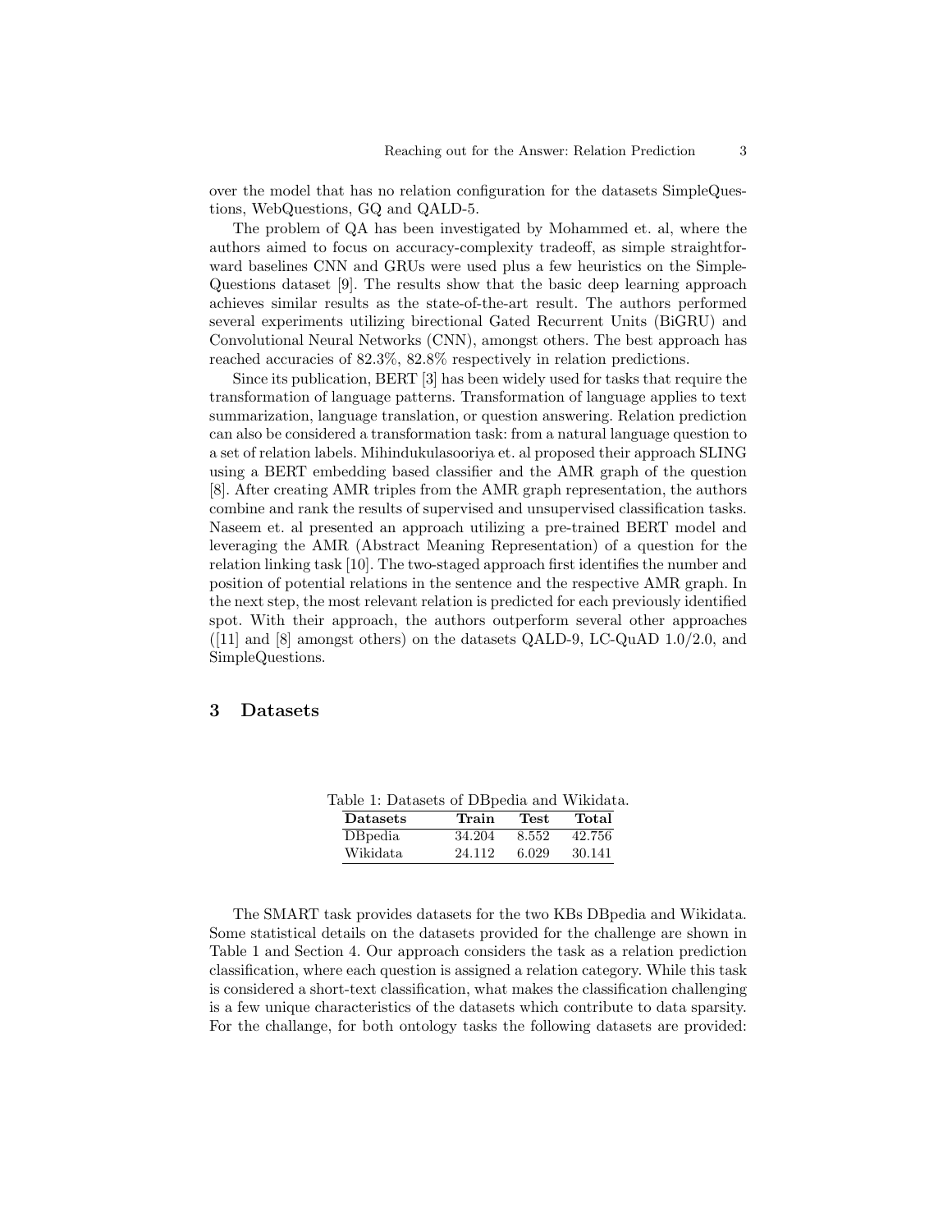over the model that has no relation configuration for the datasets SimpleQuestions, WebQuestions, GQ and QALD-5.

The problem of QA has been investigated by Mohammed et. al, where the authors aimed to focus on accuracy-complexity tradeoff, as simple straightforward baselines CNN and GRUs were used plus a few heuristics on the SimpleQuestions dataset [9]. The results show that the basic deep learning approach achieves similar results as the state-of-the-art result. The authors performed several experiments utilizing birectional Gated Recurrent Units (BiGRU) and Convolutional Neural Networks (CNN), amongst others. The best approach has reached accuracies of 82.3%, 82.8% respectively in relation predictions.

Since its publication, BERT [3] has been widely used for tasks that require the transformation of language patterns. Transformation of language applies to text summarization, language translation, or question answering. Relation prediction can also be considered a transformation task: from a natural language question to a set of relation labels. Mihindukulasooriya et. al proposed their approach SLING using a BERT embedding based classifier and the AMR graph of the question [8]. After creating AMR triples from the AMR graph representation, the authors combine and rank the results of supervised and unsupervised classification tasks. Naseem et. al presented an approach utilizing a pre-trained BERT model and leveraging the AMR (Abstract Meaning Representation) of a question for the relation linking task [10]. The two-staged approach first identifies the number and position of potential relations in the sentence and the respective AMR graph. In the next step, the most relevant relation is predicted for each previously identified spot. With their approach, the authors outperform several other approaches ([11] and [8] amongst others) on the datasets QALD-9, LC-QuAD 1.0/2.0, and SimpleQuestions.

## 3 Datasets

Table 1: Datasets of DBpedia and Wikidata.

| **Datasets** | **Train** | **Test** | **Total** |
|---|---|---|---|
| DBpedia | 34.204 | 8.552 | 42.756 |
| Wikidata | 24.112 | 6.029 | 30.141 |

The SMART task provides datasets for the two KBs DBpedia and Wikidata. Some statistical details on the datasets provided for the challenge are shown in Table 1 and Section 4. Our approach considers the task as a relation prediction classification, where each question is assigned a relation category. While this task is considered a short-text classification, what makes the classification challenging is a few unique characteristics of the datasets which contribute to data sparsity. For the challange, for both ontology tasks the following datasets are provided: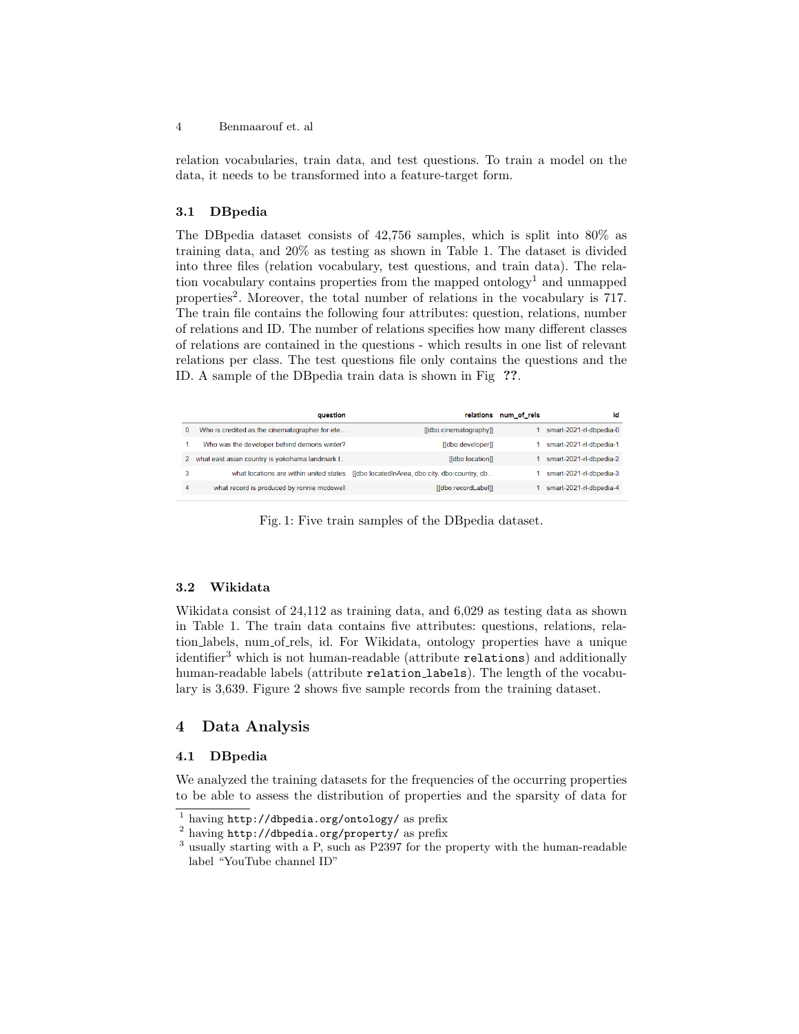relation vocabularies, train data, and test questions. To train a model on the data, it needs to be transformed into a feature-target form.

### 3.1 DBpedia

The DBpedia dataset consists of 42,756 samples, which is split into 80% as training data, and 20% as testing as shown in Table 1. The dataset is divided into three files (relation vocabulary, test questions, and train data). The relation vocabulary contains properties from the mapped ontology[1] and unmapped properties[2]. Moreover, the total number of relations in the vocabulary is 717. The train file contains the following four attributes: question, relations, number of relations and ID. The number of relations specifies how many different classes of relations are contained in the questions - which results in one list of relevant relations per class. The test questions file only contains the questions and the ID. A sample of the DBpedia train data is shown in Fig ??.

| | question | relations | num_of_rels | id |
|---|---|---|---|---|
| 0 | Who is credited as the cinematographer for ete... | [[dbo:cinematography]] | 1 | smart-2021-rl-dbpedia-0 |
| 1 | Who was the developer behind demons winter? | [[dbo:developer]] | 1 | smart-2021-rl-dbpedia-1 |
| 2 | what east asian country is yokohama landmark t... | [[dbo:location]] | 1 | smart-2021-rl-dbpedia-2 |
| 3 | what locations are within united states | [[dbo:locatedInArea, dbo:city, dbo:country, db... | 1 | smart-2021-rl-dbpedia-3 |
| 4 | what record is produced by ronnie mcdowell | [[dbo:recordLabel]] | 1 | smart-2021-rl-dbpedia-4 |

Fig. 1: Five train samples of the DBpedia dataset.

### 3.2 Wikidata

Wikidata consist of 24,112 as training data, and 6,029 as testing data as shown in Table 1. The train data contains five attributes: questions, relations, relation_labels, num_of_rels, id. For Wikidata, ontology properties have a unique identifier[3] which is not human-readable (attribute `relations`) and additionally human-readable labels (attribute `relation_labels`). The length of the vocabulary is 3,639. Figure 2 shows five sample records from the training dataset.

## 4 Data Analysis

### 4.1 DBpedia

We analyzed the training datasets for the frequencies of the occurring properties to be able to assess the distribution of properties and the sparsity of data for

---

[1] having `http://dbpedia.org/ontology/` as prefix

[2] having `http://dbpedia.org/property/` as prefix

[3] usually starting with a P, such as P2397 for the property with the human-readable label "YouTube channel ID"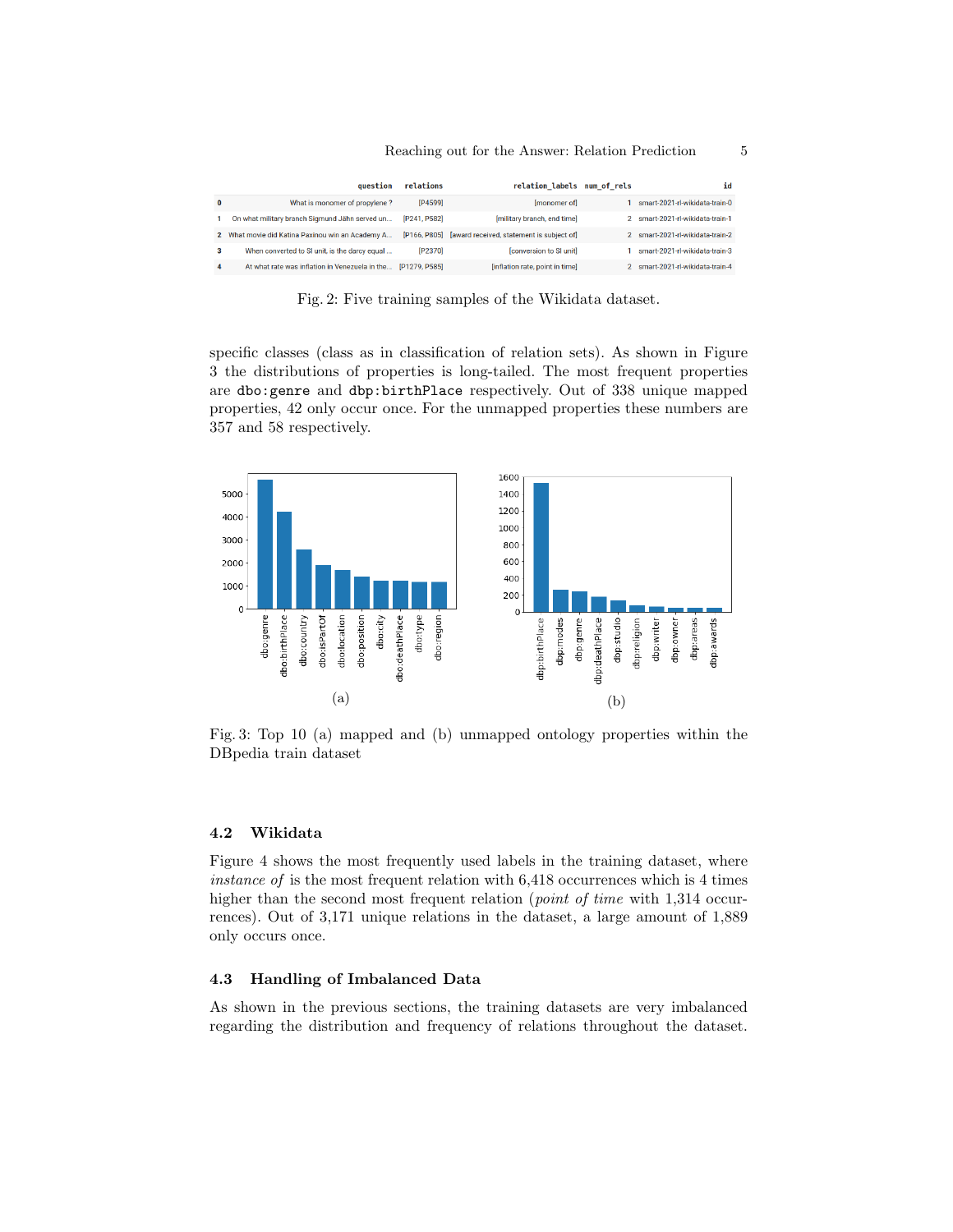|   | question | relations | relation_labels | num_of_rels | id |
|---|---|---|---|---|---|
| 0 | What is monomer of propylene ? | [P4599] | [monomer of] | 1 | smart-2021-rl-wikidata-train-0 |
| 1 | On what military branch Sigmund Jähn served un... | [P241, P582] | [military branch, end time] | 2 | smart-2021-rl-wikidata-train-1 |
| 2 | What movie did Katina Paxinou win an Academy A... | [P166, P805] | [award received, statement is subject of] | 2 | smart-2021-rl-wikidata-train-2 |
| 3 | When converted to SI unit, is the darcy equal ... | [P2370] | [conversion to SI unit] | 1 | smart-2021-rl-wikidata-train-3 |
| 4 | At what rate was inflation in Venezuela in the... | [P1279, P585] | [inflation rate, point in time] | 2 | smart-2021-rl-wikidata-train-4 |

Fig. 2: Five training samples of the Wikidata dataset.

specific classes (class as in classification of relation sets). As shown in Figure 3 the distributions of properties is long-tailed. The most frequent properties are dbo:genre and dbp:birthPlace respectively. Out of 338 unique mapped properties, 42 only occur once. For the unmapped properties these numbers are 357 and 58 respectively.

(a)

(b)

Fig. 3: Top 10 (a) mapped and (b) unmapped ontology properties within the DBpedia train dataset

### 4.2 Wikidata

Figure 4 shows the most frequently used labels in the training dataset, where *instance of* is the most frequent relation with 6,418 occurrences which is 4 times higher than the second most frequent relation (*point of time* with 1,314 occurrences). Out of 3,171 unique relations in the dataset, a large amount of 1,889 only occurs once.

### 4.3 Handling of Imbalanced Data

As shown in the previous sections, the training datasets are very imbalanced regarding the distribution and frequency of relations throughout the dataset.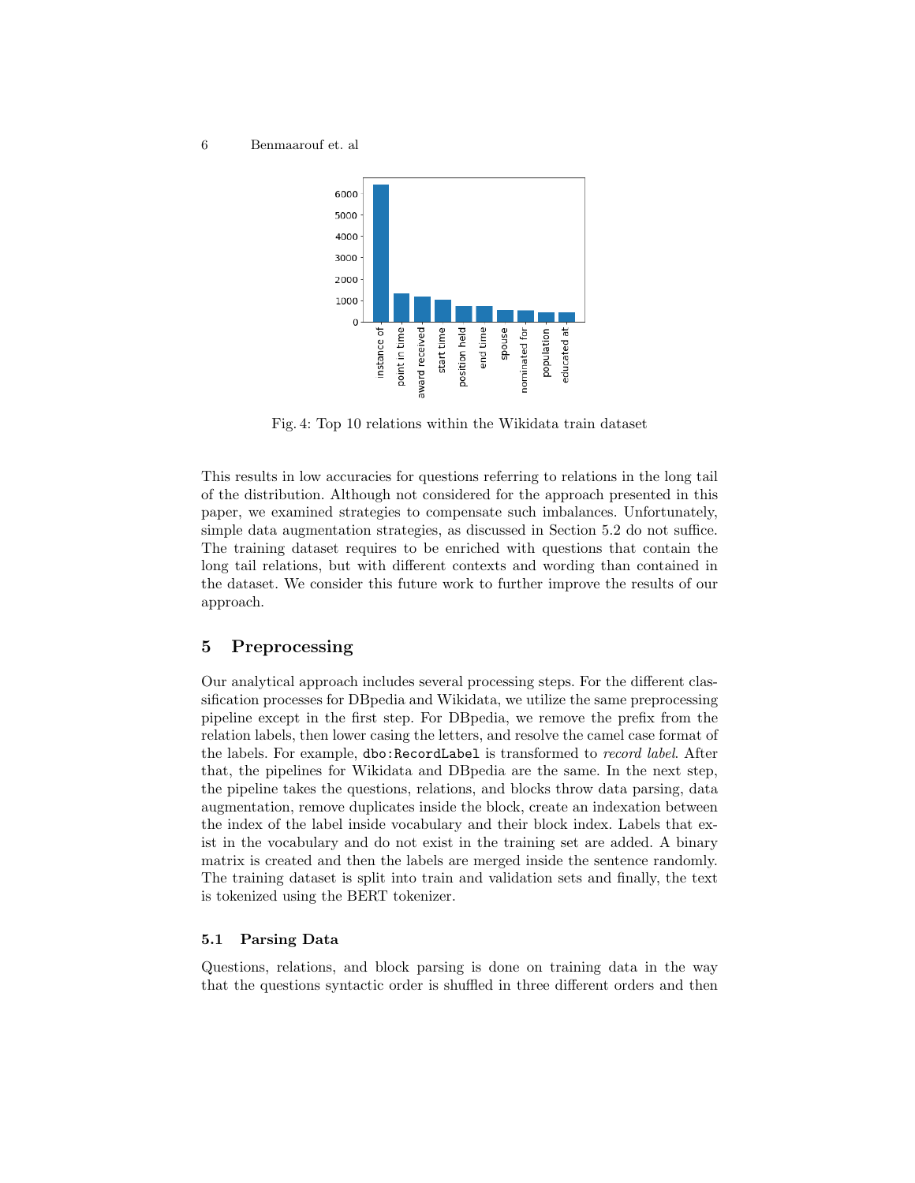Fig. 4: Top 10 relations within the Wikidata train dataset

This results in low accuracies for questions referring to relations in the long tail of the distribution. Although not considered for the approach presented in this paper, we examined strategies to compensate such imbalances. Unfortunately, simple data augmentation strategies, as discussed in Section 5.2 do not suffice. The training dataset requires to be enriched with questions that contain the long tail relations, but with different contexts and wording than contained in the dataset. We consider this future work to further improve the results of our approach.

## 5 Preprocessing

Our analytical approach includes several processing steps. For the different classification processes for DBpedia and Wikidata, we utilize the same preprocessing pipeline except in the first step. For DBpedia, we remove the prefix from the relation labels, then lower casing the letters, and resolve the camel case format of the labels. For example, `dbo:RecordLabel` is transformed to *record label*. After that, the pipelines for Wikidata and DBpedia are the same. In the next step, the pipeline takes the questions, relations, and blocks throw data parsing, data augmentation, remove duplicates inside the block, create an indexation between the index of the label inside vocabulary and their block index. Labels that exist in the vocabulary and do not exist in the training set are added. A binary matrix is created and then the labels are merged inside the sentence randomly. The training dataset is split into train and validation sets and finally, the text is tokenized using the BERT tokenizer.

### 5.1 Parsing Data

Questions, relations, and block parsing is done on training data in the way that the questions syntactic order is shuffled in three different orders and then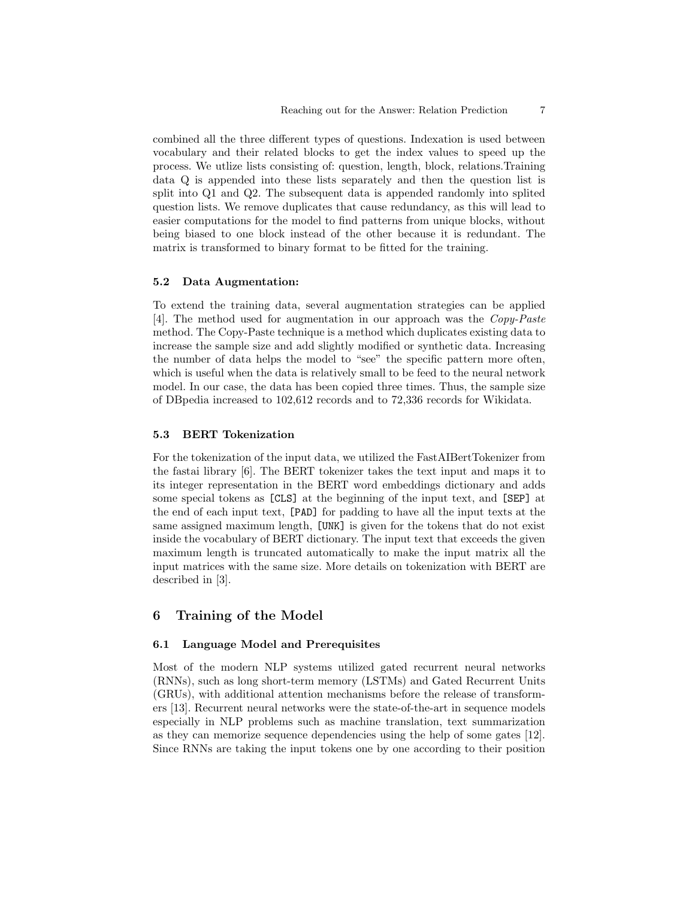combined all the three different types of questions. Indexation is used between vocabulary and their related blocks to get the index values to speed up the process. We utlize lists consisting of: question, length, block, relations.Training data Q is appended into these lists separately and then the question list is split into Q1 and Q2. The subsequent data is appended randomly into splited question lists. We remove duplicates that cause redundancy, as this will lead to easier computations for the model to find patterns from unique blocks, without being biased to one block instead of the other because it is redundant. The matrix is transformed to binary format to be fitted for the training.

### 5.2 Data Augmentation:

To extend the training data, several augmentation strategies can be applied [4]. The method used for augmentation in our approach was the *Copy-Paste* method. The Copy-Paste technique is a method which duplicates existing data to increase the sample size and add slightly modified or synthetic data. Increasing the number of data helps the model to "see" the specific pattern more often, which is useful when the data is relatively small to be feed to the neural network model. In our case, the data has been copied three times. Thus, the sample size of DBpedia increased to 102,612 records and to 72,336 records for Wikidata.

### 5.3 BERT Tokenization

For the tokenization of the input data, we utilized the FastAIBertTokenizer from the fastai library [6]. The BERT tokenizer takes the text input and maps it to its integer representation in the BERT word embeddings dictionary and adds some special tokens as `[CLS]` at the beginning of the input text, and `[SEP]` at the end of each input text, `[PAD]` for padding to have all the input texts at the same assigned maximum length, `[UNK]` is given for the tokens that do not exist inside the vocabulary of BERT dictionary. The input text that exceeds the given maximum length is truncated automatically to make the input matrix all the input matrices with the same size. More details on tokenization with BERT are described in [3].

## 6 Training of the Model

### 6.1 Language Model and Prerequisites

Most of the modern NLP systems utilized gated recurrent neural networks (RNNs), such as long short-term memory (LSTMs) and Gated Recurrent Units (GRUs), with additional attention mechanisms before the release of transformers [13]. Recurrent neural networks were the state-of-the-art in sequence models especially in NLP problems such as machine translation, text summarization as they can memorize sequence dependencies using the help of some gates [12]. Since RNNs are taking the input tokens one by one according to their position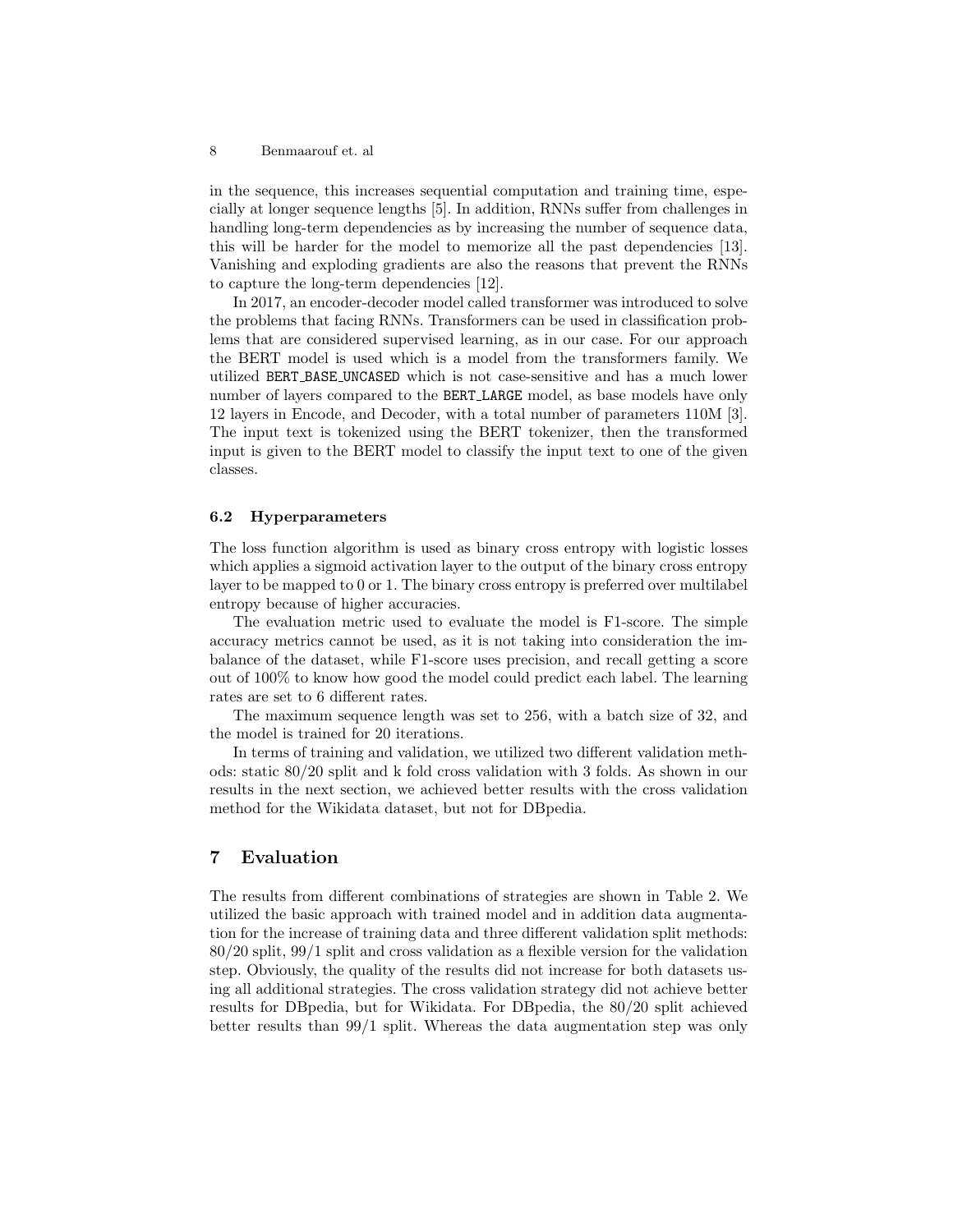in the sequence, this increases sequential computation and training time, especially at longer sequence lengths [5]. In addition, RNNs suffer from challenges in handling long-term dependencies as by increasing the number of sequence data, this will be harder for the model to memorize all the past dependencies [13]. Vanishing and exploding gradients are also the reasons that prevent the RNNs to capture the long-term dependencies [12].

In 2017, an encoder-decoder model called transformer was introduced to solve the problems that facing RNNs. Transformers can be used in classification problems that are considered supervised learning, as in our case. For our approach the BERT model is used which is a model from the transformers family. We utilized `BERT_BASE_UNCASED` which is not case-sensitive and has a much lower number of layers compared to the `BERT_LARGE` model, as base models have only 12 layers in Encode, and Decoder, with a total number of parameters 110M [3]. The input text is tokenized using the BERT tokenizer, then the transformed input is given to the BERT model to classify the input text to one of the given classes.

### 6.2 Hyperparameters

The loss function algorithm is used as binary cross entropy with logistic losses which applies a sigmoid activation layer to the output of the binary cross entropy layer to be mapped to 0 or 1. The binary cross entropy is preferred over multilabel entropy because of higher accuracies.

The evaluation metric used to evaluate the model is F1-score. The simple accuracy metrics cannot be used, as it is not taking into consideration the imbalance of the dataset, while F1-score uses precision, and recall getting a score out of 100% to know how good the model could predict each label. The learning rates are set to 6 different rates.

The maximum sequence length was set to 256, with a batch size of 32, and the model is trained for 20 iterations.

In terms of training and validation, we utilized two different validation methods: static 80/20 split and k fold cross validation with 3 folds. As shown in our results in the next section, we achieved better results with the cross validation method for the Wikidata dataset, but not for DBpedia.

## 7 Evaluation

The results from different combinations of strategies are shown in Table 2. We utilized the basic approach with trained model and in addition data augmentation for the increase of training data and three different validation split methods: 80/20 split, 99/1 split and cross validation as a flexible version for the validation step. Obviously, the quality of the results did not increase for both datasets using all additional strategies. The cross validation strategy did not achieve better results for DBpedia, but for Wikidata. For DBpedia, the 80/20 split achieved better results than 99/1 split. Whereas the data augmentation step was only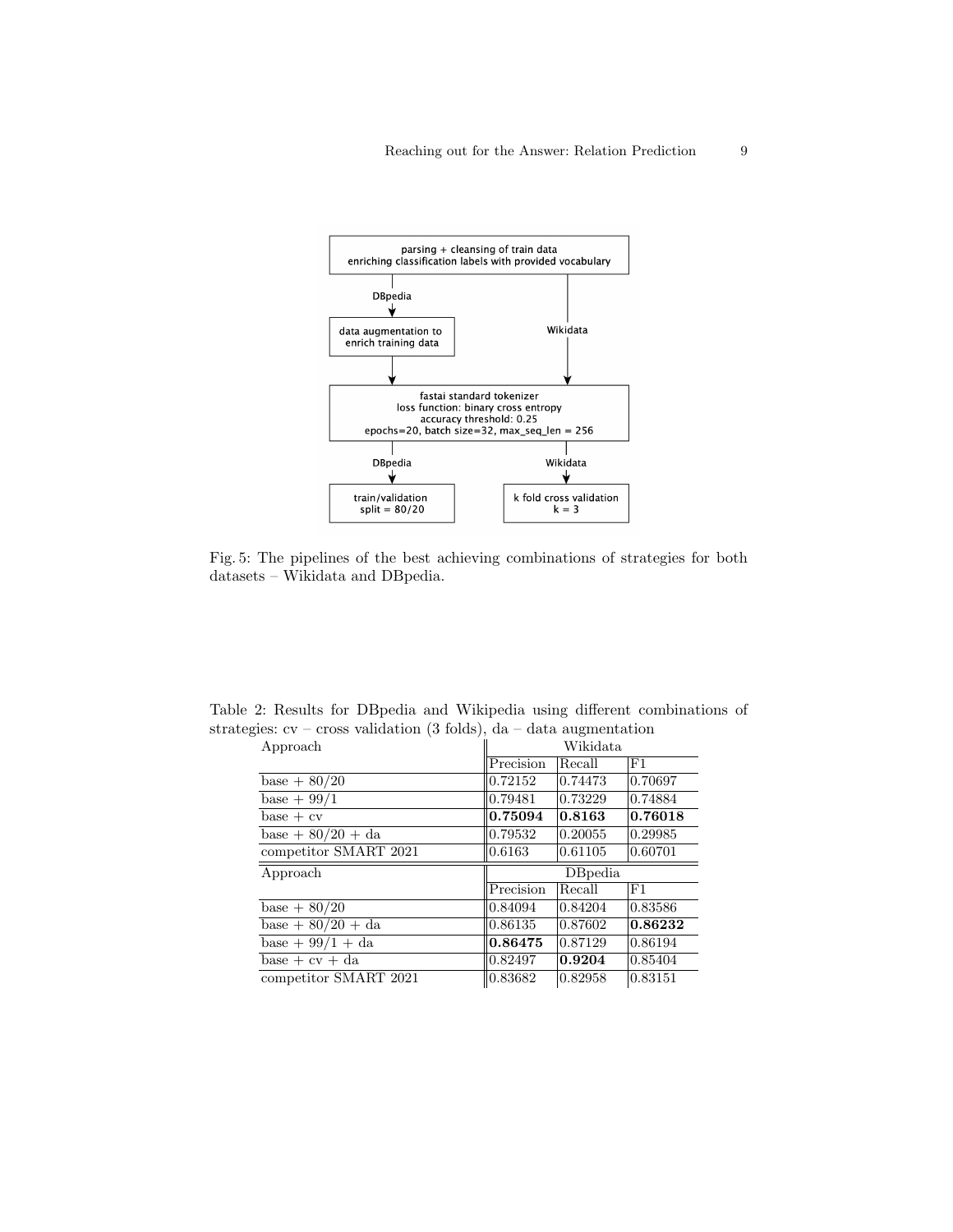Fig. 5: The pipelines of the best achieving combinations of strategies for both datasets – Wikidata and DBpedia.

Table 2: Results for DBpedia and Wikipedia using different combinations of strategies: cv – cross validation (3 folds), da – data augmentation

| Approach | Wikidata | | |
|---|---|---|---|
| | Precision | Recall | F1 |
| base + 80/20 | 0.72152 | 0.74473 | 0.70697 |
| base + 99/1 | 0.79481 | 0.73229 | 0.74884 |
| base + cv | **0.75094** | **0.8163** | **0.76018** |
| base + 80/20 + da | 0.79532 | 0.20055 | 0.29985 |
| competitor SMART 2021 | 0.6163 | 0.61105 | 0.60701 |
| **Approach** | **DBpedia** | | |
| | Precision | Recall | F1 |
| base + 80/20 | 0.84094 | 0.84204 | 0.83586 |
| base + 80/20 + da | 0.86135 | 0.87602 | **0.86232** |
| base + 99/1 + da | **0.86475** | 0.87129 | 0.86194 |
| base + cv + da | 0.82497 | **0.9204** | 0.85404 |
| competitor SMART 2021 | 0.83682 | 0.82958 | 0.83151 |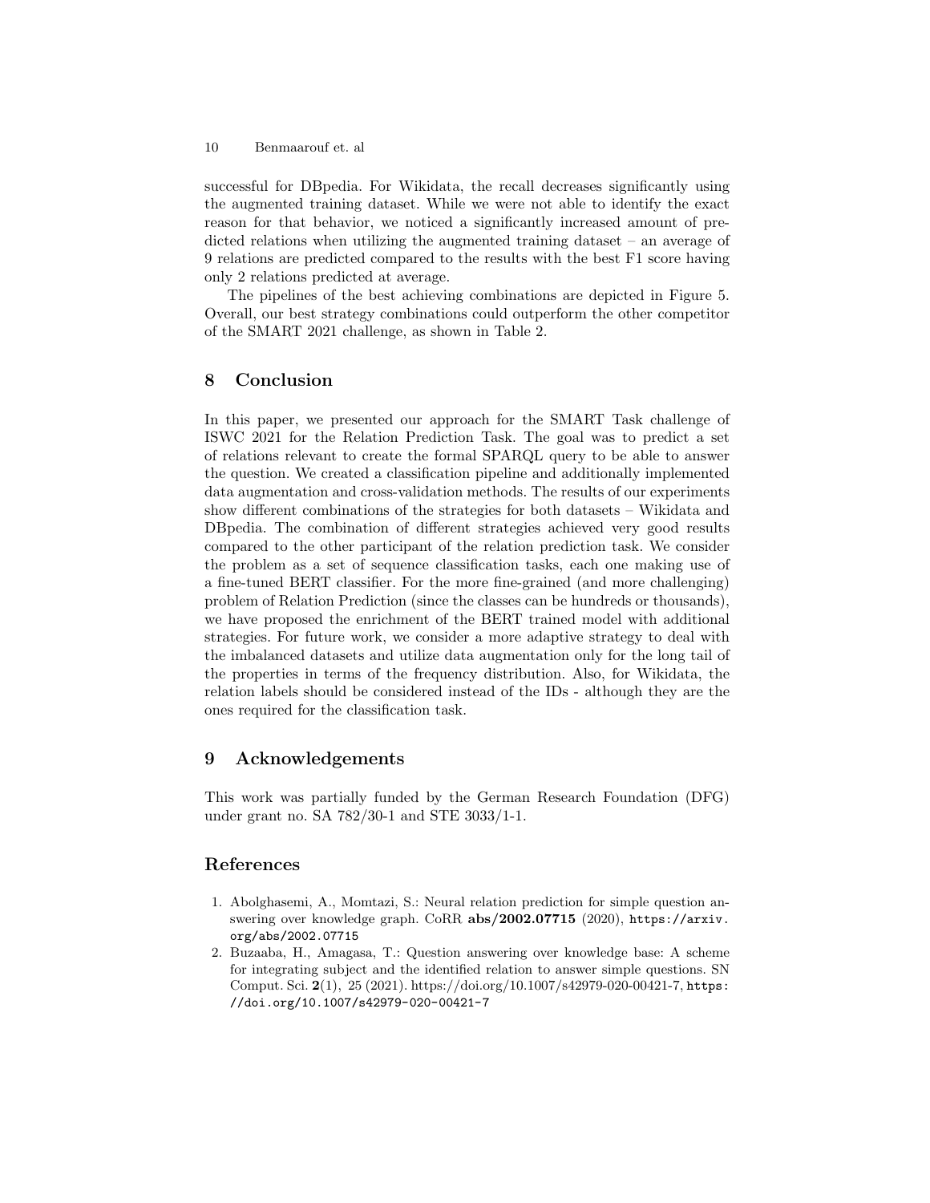successful for DBpedia. For Wikidata, the recall decreases significantly using the augmented training dataset. While we were not able to identify the exact reason for that behavior, we noticed a significantly increased amount of predicted relations when utilizing the augmented training dataset – an average of 9 relations are predicted compared to the results with the best F1 score having only 2 relations predicted at average.

The pipelines of the best achieving combinations are depicted in Figure 5. Overall, our best strategy combinations could outperform the other competitor of the SMART 2021 challenge, as shown in Table 2.

## 8 Conclusion

In this paper, we presented our approach for the SMART Task challenge of ISWC 2021 for the Relation Prediction Task. The goal was to predict a set of relations relevant to create the formal SPARQL query to be able to answer the question. We created a classification pipeline and additionally implemented data augmentation and cross-validation methods. The results of our experiments show different combinations of the strategies for both datasets – Wikidata and DBpedia. The combination of different strategies achieved very good results compared to the other participant of the relation prediction task. We consider the problem as a set of sequence classification tasks, each one making use of a fine-tuned BERT classifier. For the more fine-grained (and more challenging) problem of Relation Prediction (since the classes can be hundreds or thousands), we have proposed the enrichment of the BERT trained model with additional strategies. For future work, we consider a more adaptive strategy to deal with the imbalanced datasets and utilize data augmentation only for the long tail of the properties in terms of the frequency distribution. Also, for Wikidata, the relation labels should be considered instead of the IDs - although they are the ones required for the classification task.

## 9 Acknowledgements

This work was partially funded by the German Research Foundation (DFG) under grant no. SA 782/30-1 and STE 3033/1-1.

## References

1. Abolghasemi, A., Momtazi, S.: Neural relation prediction for simple question answering over knowledge graph. CoRR **abs/2002.07715** (2020), https://arxiv.org/abs/2002.07715
2. Buzaaba, H., Amagasa, T.: Question answering over knowledge base: A scheme for integrating subject and the identified relation to answer simple questions. SN Comput. Sci. **2**(1), 25 (2021). https://doi.org/10.1007/s42979-020-00421-7, https://doi.org/10.1007/s42979-020-00421-7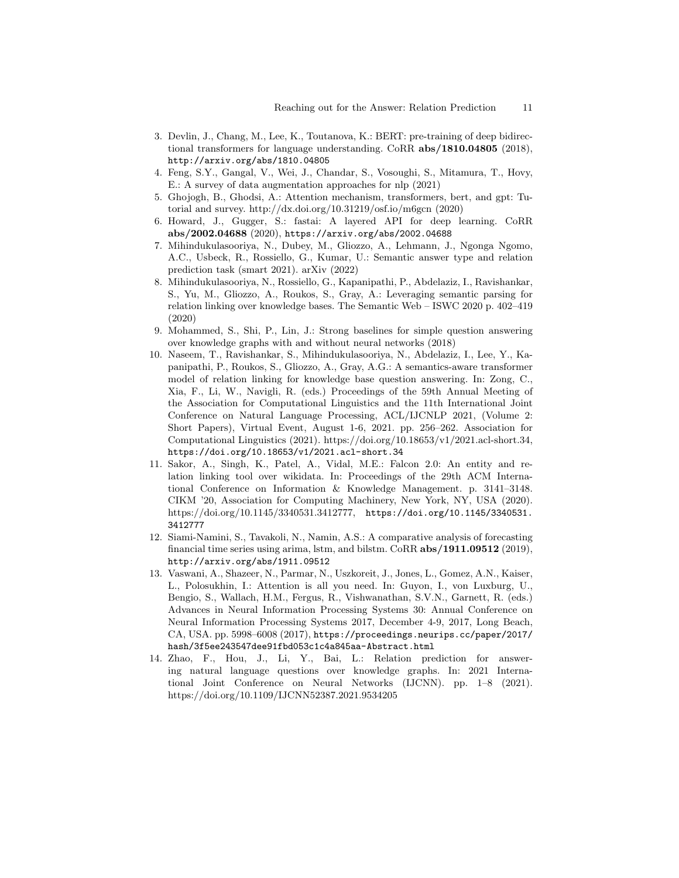3. Devlin, J., Chang, M., Lee, K., Toutanova, K.: BERT: pre-training of deep bidirectional transformers for language understanding. CoRR **abs/1810.04805** (2018), http://arxiv.org/abs/1810.04805
4. Feng, S.Y., Gangal, V., Wei, J., Chandar, S., Vosoughi, S., Mitamura, T., Hovy, E.: A survey of data augmentation approaches for nlp (2021)
5. Ghojogh, B., Ghodsi, A.: Attention mechanism, transformers, bert, and gpt: Tutorial and survey. http://dx.doi.org/10.31219/osf.io/m6gcn (2020)
6. Howard, J., Gugger, S.: fastai: A layered API for deep learning. CoRR **abs/2002.04688** (2020), https://arxiv.org/abs/2002.04688
7. Mihindukulasooriya, N., Dubey, M., Gliozzo, A., Lehmann, J., Ngonga Ngomo, A.C., Usbeck, R., Rossiello, G., Kumar, U.: Semantic answer type and relation prediction task (smart 2021). arXiv (2022)
8. Mihindukulasooriya, N., Rossiello, G., Kapanipathi, P., Abdelaziz, I., Ravishankar, S., Yu, M., Gliozzo, A., Roukos, S., Gray, A.: Leveraging semantic parsing for relation linking over knowledge bases. The Semantic Web – ISWC 2020 p. 402–419 (2020)
9. Mohammed, S., Shi, P., Lin, J.: Strong baselines for simple question answering over knowledge graphs with and without neural networks (2018)
10. Naseem, T., Ravishankar, S., Mihindukulasooriya, N., Abdelaziz, I., Lee, Y., Kapanipathi, P., Roukos, S., Gliozzo, A., Gray, A.G.: A semantics-aware transformer model of relation linking for knowledge base question answering. In: Zong, C., Xia, F., Li, W., Navigli, R. (eds.) Proceedings of the 59th Annual Meeting of the Association for Computational Linguistics and the 11th International Joint Conference on Natural Language Processing, ACL/IJCNLP 2021, (Volume 2: Short Papers), Virtual Event, August 1-6, 2021. pp. 256–262. Association for Computational Linguistics (2021). https://doi.org/10.18653/v1/2021.acl-short.34, https://doi.org/10.18653/v1/2021.acl-short.34
11. Sakor, A., Singh, K., Patel, A., Vidal, M.E.: Falcon 2.0: An entity and relation linking tool over wikidata. In: Proceedings of the 29th ACM International Conference on Information & Knowledge Management. p. 3141–3148. CIKM '20, Association for Computing Machinery, New York, NY, USA (2020). https://doi.org/10.1145/3340531.3412777, https://doi.org/10.1145/3340531.3412777
12. Siami-Namini, S., Tavakoli, N., Namin, A.S.: A comparative analysis of forecasting financial time series using arima, lstm, and bilstm. CoRR **abs/1911.09512** (2019), http://arxiv.org/abs/1911.09512
13. Vaswani, A., Shazeer, N., Parmar, N., Uszkoreit, J., Jones, L., Gomez, A.N., Kaiser, L., Polosukhin, I.: Attention is all you need. In: Guyon, I., von Luxburg, U., Bengio, S., Wallach, H.M., Fergus, R., Vishwanathan, S.V.N., Garnett, R. (eds.) Advances in Neural Information Processing Systems 30: Annual Conference on Neural Information Processing Systems 2017, December 4-9, 2017, Long Beach, CA, USA. pp. 5998–6008 (2017), https://proceedings.neurips.cc/paper/2017/hash/3f5ee243547dee91fbd053c1c4a845aa-Abstract.html
14. Zhao, F., Hou, J., Li, Y., Bai, L.: Relation prediction for answering natural language questions over knowledge graphs. In: 2021 International Joint Conference on Neural Networks (IJCNN). pp. 1–8 (2021). https://doi.org/10.1109/IJCNN52387.2021.9534205